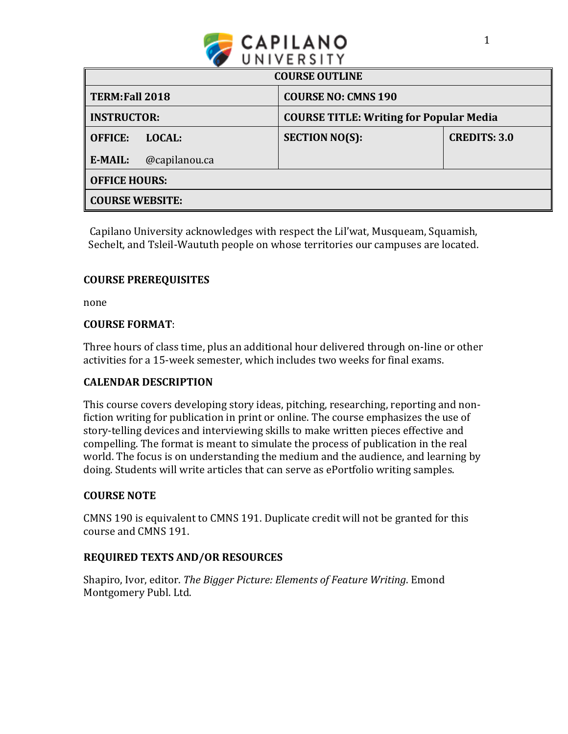| COURSE OUTLINE | | |
|---|---|---|
| **TERM:Fall 2018** | **COURSE NO: CMNS 190** | |
| **INSTRUCTOR:** | **COURSE TITLE: Writing for Popular Media** | |
| **OFFICE: LOCAL:**<br>**E-MAIL:** @capilanou.ca | **SECTION NO(S):** | **CREDITS: 3.0** |
| **OFFICE HOURS:** | | |
| **COURSE WEBSITE:** | | |

Capilano University acknowledges with respect the Lil'wat, Musqueam, Squamish, Sechelt, and Tsleil-Waututh people on whose territories our campuses are located.

## COURSE PREREQUISITES

none

## COURSE FORMAT:

Three hours of class time, plus an additional hour delivered through on-line or other activities for a 15-week semester, which includes two weeks for final exams.

## CALENDAR DESCRIPTION

This course covers developing story ideas, pitching, researching, reporting and non-fiction writing for publication in print or online. The course emphasizes the use of story-telling devices and interviewing skills to make written pieces effective and compelling. The format is meant to simulate the process of publication in the real world. The focus is on understanding the medium and the audience, and learning by doing. Students will write articles that can serve as ePortfolio writing samples.

## COURSE NOTE

CMNS 190 is equivalent to CMNS 191. Duplicate credit will not be granted for this course and CMNS 191.

## REQUIRED TEXTS AND/OR RESOURCES

Shapiro, Ivor, editor. *The Bigger Picture: Elements of Feature Writing*. Emond Montgomery Publ. Ltd.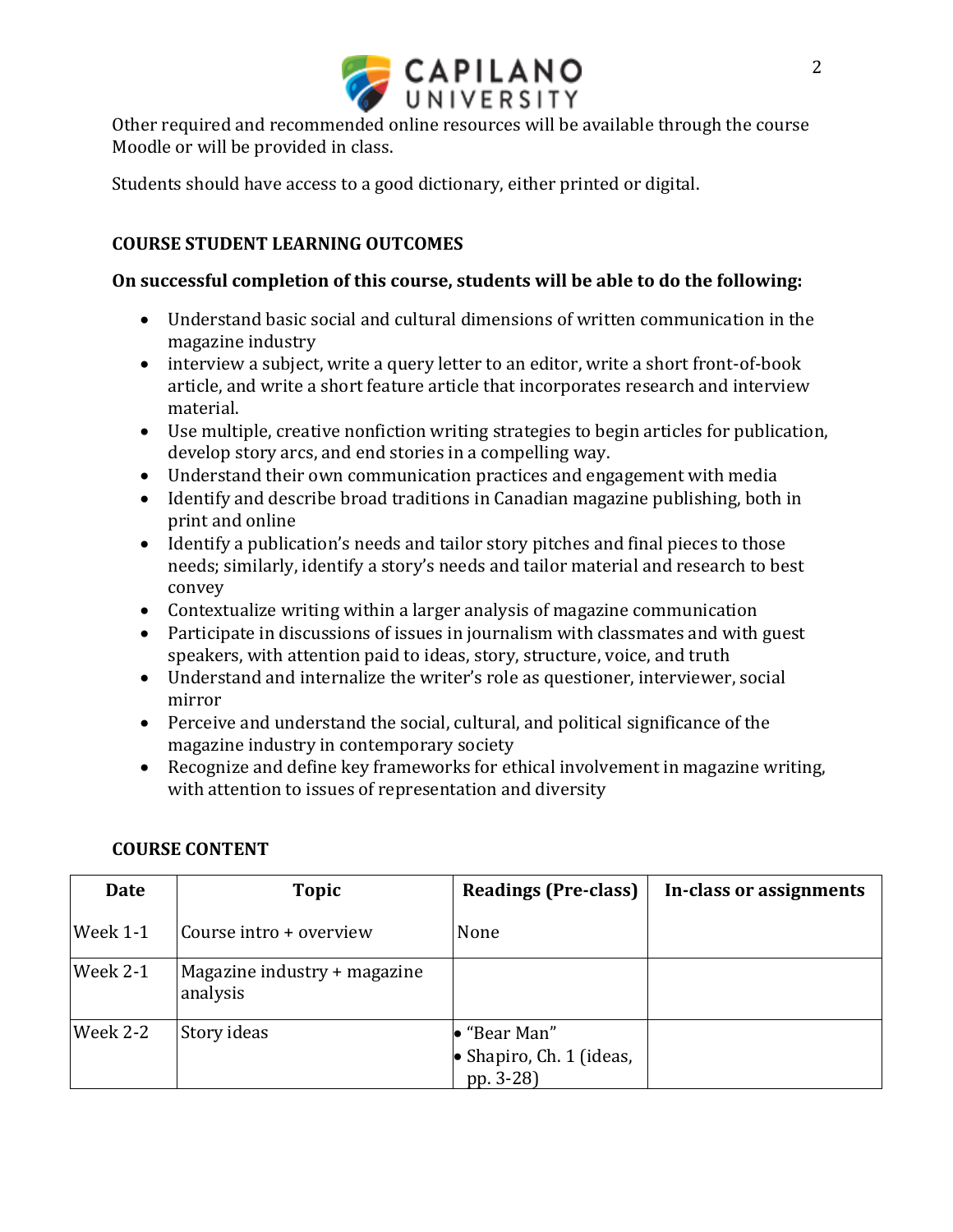Other required and recommended online resources will be available through the course Moodle or will be provided in class.

Students should have access to a good dictionary, either printed or digital.

## COURSE STUDENT LEARNING OUTCOMES

**On successful completion of this course, students will be able to do the following:**

- Understand basic social and cultural dimensions of written communication in the magazine industry
- interview a subject, write a query letter to an editor, write a short front-of-book article, and write a short feature article that incorporates research and interview material.
- Use multiple, creative nonfiction writing strategies to begin articles for publication, develop story arcs, and end stories in a compelling way.
- Understand their own communication practices and engagement with media
- Identify and describe broad traditions in Canadian magazine publishing, both in print and online
- Identify a publication's needs and tailor story pitches and final pieces to those needs; similarly, identify a story's needs and tailor material and research to best convey
- Contextualize writing within a larger analysis of magazine communication
- Participate in discussions of issues in journalism with classmates and with guest speakers, with attention paid to ideas, story, structure, voice, and truth
- Understand and internalize the writer's role as questioner, interviewer, social mirror
- Perceive and understand the social, cultural, and political significance of the magazine industry in contemporary society
- Recognize and define key frameworks for ethical involvement in magazine writing, with attention to issues of representation and diversity

## COURSE CONTENT

| Date | Topic | Readings (Pre-class) | In-class or assignments |
|---|---|---|---|
| Week 1-1 | Course intro + overview | None | |
| Week 2-1 | Magazine industry + magazine analysis | | |
| Week 2-2 | Story ideas | • "Bear Man"<br>• Shapiro, Ch. 1 (ideas, pp. 3-28) | |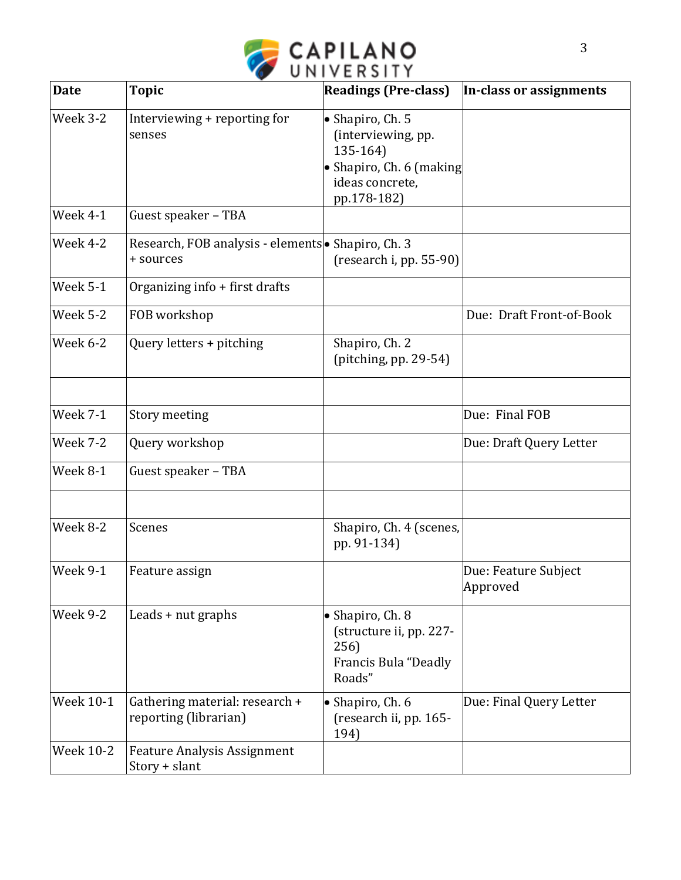| Date | Topic | Readings (Pre-class) | In-class or assignments |
| --- | --- | --- | --- |
| Week 3-2 | Interviewing + reporting for senses | • Shapiro, Ch. 5 (interviewing, pp. 135-164)<br>• Shapiro, Ch. 6 (making ideas concrete, pp.178-182) | |
| Week 4-1 | Guest speaker – TBA | | |
| Week 4-2 | Research, FOB analysis - elements + sources | • Shapiro, Ch. 3 (research i, pp. 55-90) | |
| Week 5-1 | Organizing info + first drafts | | |
| Week 5-2 | FOB workshop | | Due: Draft Front-of-Book |
| Week 6-2 | Query letters + pitching | Shapiro, Ch. 2 (pitching, pp. 29-54) | |
| | | | |
| Week 7-1 | Story meeting | | Due: Final FOB |
| Week 7-2 | Query workshop | | Due: Draft Query Letter |
| Week 8-1 | Guest speaker – TBA | | |
| | | | |
| Week 8-2 | Scenes | Shapiro, Ch. 4 (scenes, pp. 91-134) | |
| Week 9-1 | Feature assign | | Due: Feature Subject Approved |
| Week 9-2 | Leads + nut graphs | • Shapiro, Ch. 8 (structure ii, pp. 227-256)<br>Francis Bula "Deadly Roads" | |
| Week 10-1 | Gathering material: research + reporting (librarian) | • Shapiro, Ch. 6 (research ii, pp. 165-194) | Due: Final Query Letter |
| Week 10-2 | Feature Analysis Assignment<br>Story + slant | | |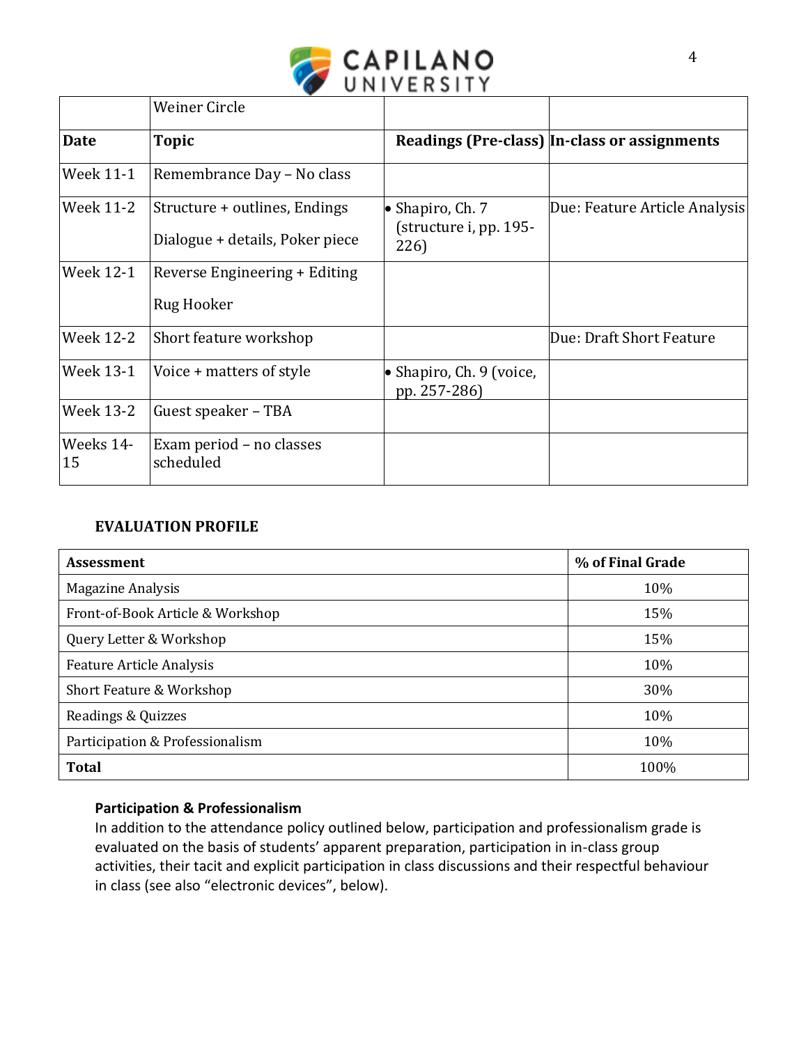| Date | Topic | Readings (Pre-class) | In-class or assignments |
|---|---|---|---|
| | Weiner Circle | | |
| Week 11-1 | Remembrance Day – No class | | |
| Week 11-2 | Structure + outlines, Endings<br><br>Dialogue + details, Poker piece | • Shapiro, Ch. 7 (structure i, pp. 195-226) | Due: Feature Article Analysis |
| Week 12-1 | Reverse Engineering + Editing<br><br>Rug Hooker | | |
| Week 12-2 | Short feature workshop | | Due: Draft Short Feature |
| Week 13-1 | Voice + matters of style | • Shapiro, Ch. 9 (voice, pp. 257-286) | |
| Week 13-2 | Guest speaker – TBA | | |
| Weeks 14-15 | Exam period – no classes scheduled | | |

### EVALUATION PROFILE

| Assessment | % of Final Grade |
|---|---|
| Magazine Analysis | 10% |
| Front-of-Book Article & Workshop | 15% |
| Query Letter & Workshop | 15% |
| Feature Article Analysis | 10% |
| Short Feature & Workshop | 30% |
| Readings & Quizzes | 10% |
| Participation & Professionalism | 10% |
| **Total** | 100% |

#### Participation & Professionalism

In addition to the attendance policy outlined below, participation and professionalism grade is evaluated on the basis of students' apparent preparation, participation in in-class group activities, their tacit and explicit participation in class discussions and their respectful behaviour in class (see also "electronic devices", below).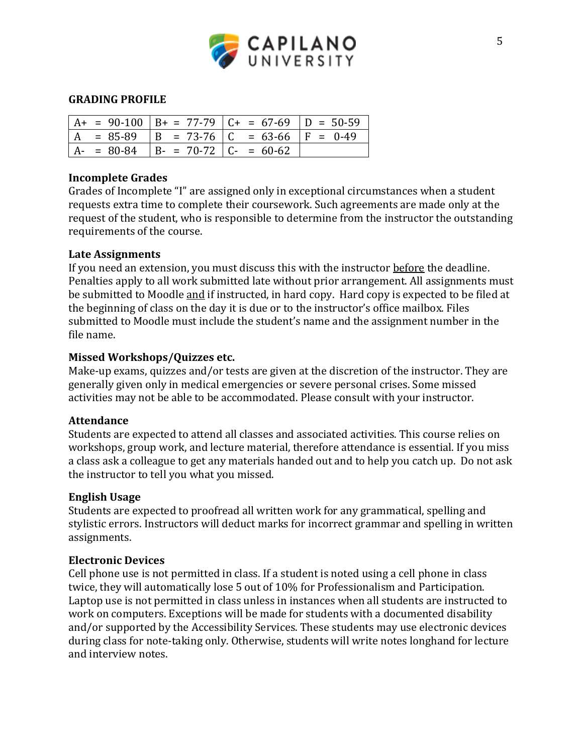## GRADING PROFILE

| A+ = 90-100 | B+ = 77-79 | C+ = 67-69 | D = 50-59 |
|---|---|---|---|
| A = 85-89 | B = 73-76 | C = 63-66 | F = 0-49 |
| A- = 80-84 | B- = 70-72 | C- = 60-62 | |

### Incomplete Grades

Grades of Incomplete "I" are assigned only in exceptional circumstances when a student requests extra time to complete their coursework. Such agreements are made only at the request of the student, who is responsible to determine from the instructor the outstanding requirements of the course.

### Late Assignments

If you need an extension, you must discuss this with the instructor before the deadline. Penalties apply to all work submitted late without prior arrangement. All assignments must be submitted to Moodle and if instructed, in hard copy. Hard copy is expected to be filed at the beginning of class on the day it is due or to the instructor's office mailbox. Files submitted to Moodle must include the student's name and the assignment number in the file name.

### Missed Workshops/Quizzes etc.

Make-up exams, quizzes and/or tests are given at the discretion of the instructor. They are generally given only in medical emergencies or severe personal crises. Some missed activities may not be able to be accommodated. Please consult with your instructor.

### Attendance

Students are expected to attend all classes and associated activities. This course relies on workshops, group work, and lecture material, therefore attendance is essential. If you miss a class ask a colleague to get any materials handed out and to help you catch up. Do not ask the instructor to tell you what you missed.

### English Usage

Students are expected to proofread all written work for any grammatical, spelling and stylistic errors. Instructors will deduct marks for incorrect grammar and spelling in written assignments.

### Electronic Devices

Cell phone use is not permitted in class. If a student is noted using a cell phone in class twice, they will automatically lose 5 out of 10% for Professionalism and Participation. Laptop use is not permitted in class unless in instances when all students are instructed to work on computers. Exceptions will be made for students with a documented disability and/or supported by the Accessibility Services. These students may use electronic devices during class for note-taking only. Otherwise, students will write notes longhand for lecture and interview notes.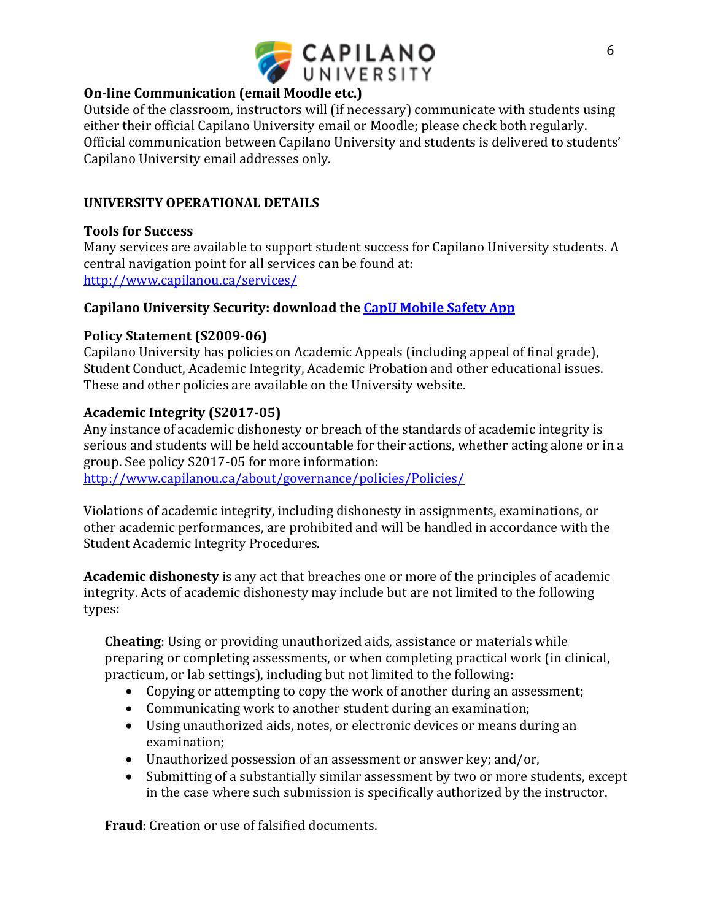**On-line Communication (email Moodle etc.)**
Outside of the classroom, instructors will (if necessary) communicate with students using either their official Capilano University email or Moodle; please check both regularly. Official communication between Capilano University and students is delivered to students' Capilano University email addresses only.

## UNIVERSITY OPERATIONAL DETAILS

**Tools for Success**
Many services are available to support student success for Capilano University students. A central navigation point for all services can be found at:
http://www.capilanou.ca/services/

**Capilano University Security: download the CapU Mobile Safety App**

**Policy Statement (S2009-06)**
Capilano University has policies on Academic Appeals (including appeal of final grade), Student Conduct, Academic Integrity, Academic Probation and other educational issues. These and other policies are available on the University website.

**Academic Integrity (S2017-05)**
Any instance of academic dishonesty or breach of the standards of academic integrity is serious and students will be held accountable for their actions, whether acting alone or in a group. See policy S2017-05 for more information:
http://www.capilanou.ca/about/governance/policies/Policies/

Violations of academic integrity, including dishonesty in assignments, examinations, or other academic performances, are prohibited and will be handled in accordance with the Student Academic Integrity Procedures.

**Academic dishonesty** is any act that breaches one or more of the principles of academic integrity. Acts of academic dishonesty may include but are not limited to the following types:

**Cheating**: Using or providing unauthorized aids, assistance or materials while preparing or completing assessments, or when completing practical work (in clinical, practicum, or lab settings), including but not limited to the following:

- Copying or attempting to copy the work of another during an assessment;
- Communicating work to another student during an examination;
- Using unauthorized aids, notes, or electronic devices or means during an examination;
- Unauthorized possession of an assessment or answer key; and/or,
- Submitting of a substantially similar assessment by two or more students, except in the case where such submission is specifically authorized by the instructor.

**Fraud**: Creation or use of falsified documents.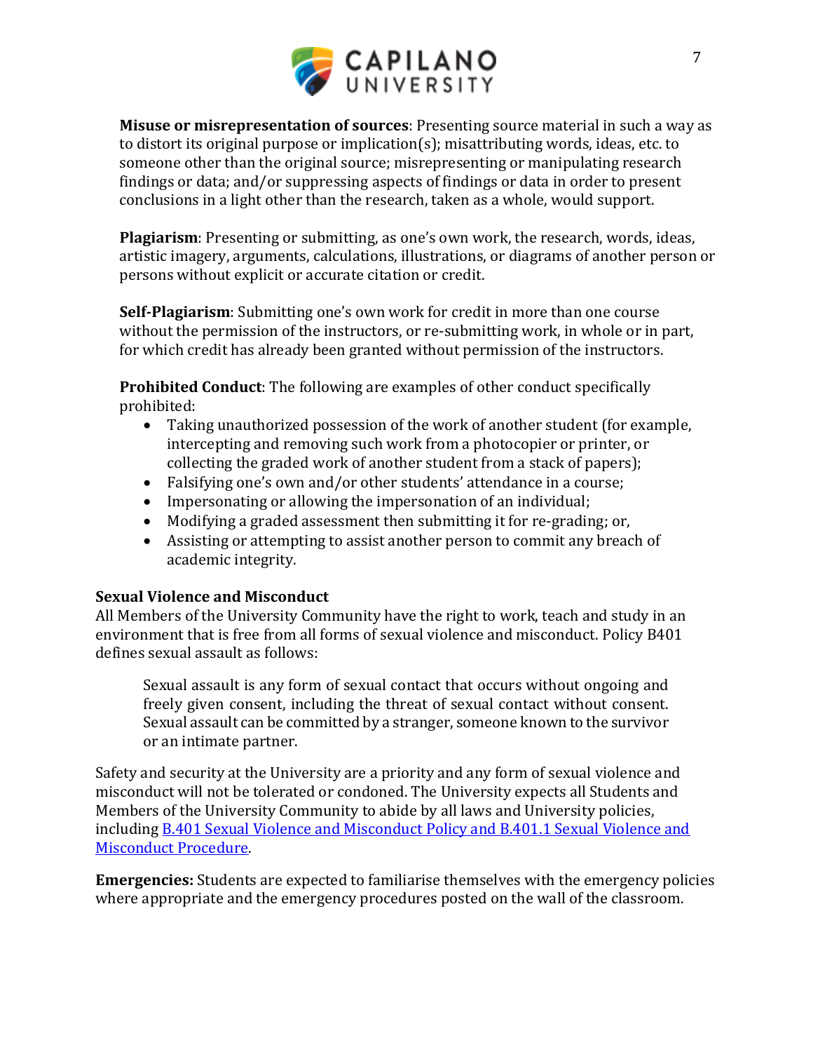**Misuse or misrepresentation of sources**: Presenting source material in such a way as to distort its original purpose or implication(s); misattributing words, ideas, etc. to someone other than the original source; misrepresenting or manipulating research findings or data; and/or suppressing aspects of findings or data in order to present conclusions in a light other than the research, taken as a whole, would support.

**Plagiarism**: Presenting or submitting, as one's own work, the research, words, ideas, artistic imagery, arguments, calculations, illustrations, or diagrams of another person or persons without explicit or accurate citation or credit.

**Self-Plagiarism**: Submitting one's own work for credit in more than one course without the permission of the instructors, or re-submitting work, in whole or in part, for which credit has already been granted without permission of the instructors.

**Prohibited Conduct**: The following are examples of other conduct specifically prohibited:

- Taking unauthorized possession of the work of another student (for example, intercepting and removing such work from a photocopier or printer, or collecting the graded work of another student from a stack of papers);
- Falsifying one's own and/or other students' attendance in a course;
- Impersonating or allowing the impersonation of an individual;
- Modifying a graded assessment then submitting it for re-grading; or,
- Assisting or attempting to assist another person to commit any breach of academic integrity.

### Sexual Violence and Misconduct

All Members of the University Community have the right to work, teach and study in an environment that is free from all forms of sexual violence and misconduct. Policy B401 defines sexual assault as follows:

> Sexual assault is any form of sexual contact that occurs without ongoing and freely given consent, including the threat of sexual contact without consent. Sexual assault can be committed by a stranger, someone known to the survivor or an intimate partner.

Safety and security at the University are a priority and any form of sexual violence and misconduct will not be tolerated or condoned. The University expects all Students and Members of the University Community to abide by all laws and University policies, including B.401 Sexual Violence and Misconduct Policy and B.401.1 Sexual Violence and Misconduct Procedure.

**Emergencies:** Students are expected to familiarise themselves with the emergency policies where appropriate and the emergency procedures posted on the wall of the classroom.